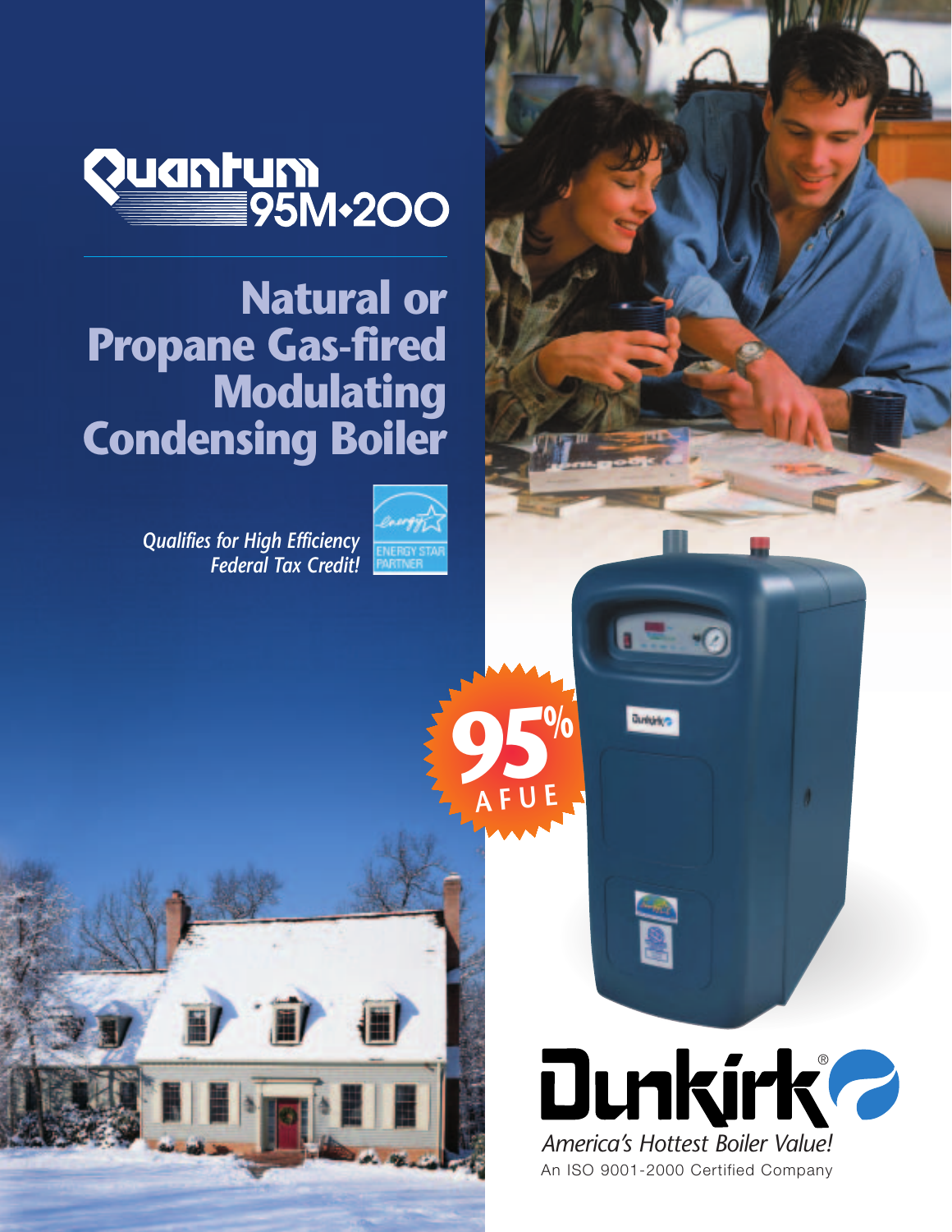# Quantum 95M•200

## Natural or Propane Gas-fired Modulating Condensing Boiler

*Qualifies for High Efficiency Federal Tax Credit!*

ENERGY STAR PARTNER

95% AFUE

Dunkirk®

*America's Hottest Boiler Value!*

An ISO 9001-2000 Certified Company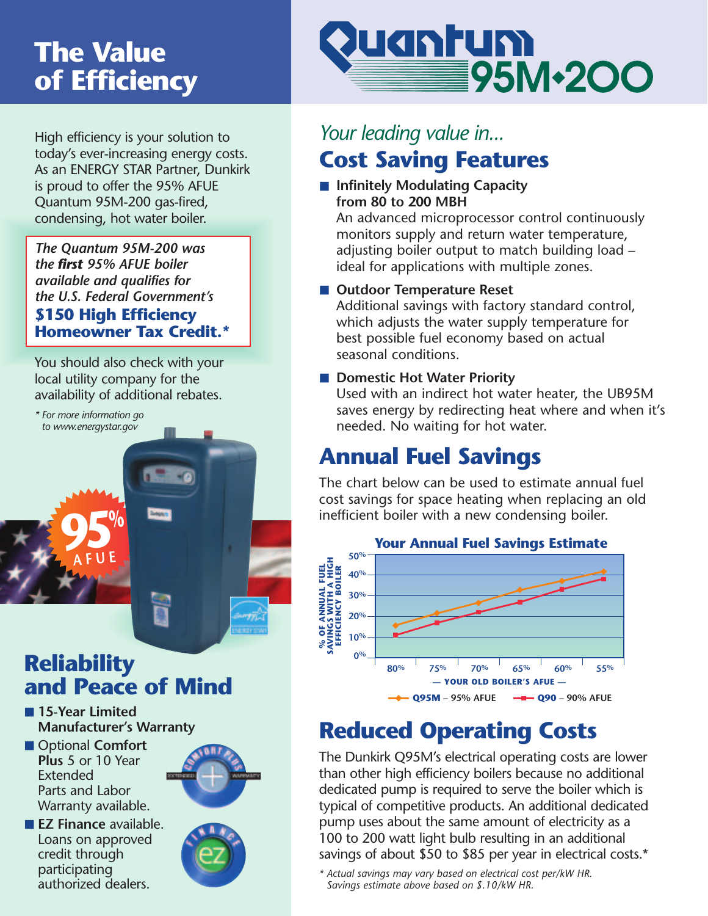# The Value of Efficiency

High efficiency is your solution to today's ever-increasing energy costs. As an ENERGY STAR Partner, Dunkirk is proud to offer the 95% AFUE Quantum 95M-200 gas-fired, condensing, hot water boiler.

*The Quantum 95M-200 was the **first** 95% AFUE boiler available and qualifies for the U.S. Federal Government's*
**$150 High Efficiency Homeowner Tax Credit.***

You should also check with your local utility company for the availability of additional rebates.

*\* For more information go to www.energystar.gov*

## Reliability and Peace of Mind

- **15-Year Limited Manufacturer's Warranty**
- Optional **Comfort Plus** 5 or 10 Year Extended Parts and Labor Warranty available.
- **EZ Finance** available. Loans on approved credit through participating authorized dealers.

# Quantum 95M•200

*Your leading value in...*

## Cost Saving Features

- **Infinitely Modulating Capacity from 80 to 200 MBH**
  An advanced microprocessor control continuously monitors supply and return water temperature, adjusting boiler output to match building load – ideal for applications with multiple zones.
- **Outdoor Temperature Reset**
  Additional savings with factory standard control, which adjusts the water supply temperature for best possible fuel economy based on actual seasonal conditions.
- **Domestic Hot Water Priority**
  Used with an indirect hot water heater, the UB95M saves energy by redirecting heat where and when it's needed. No waiting for hot water.

## Annual Fuel Savings

The chart below can be used to estimate annual fuel cost savings for space heating when replacing an old inefficient boiler with a new condensing boiler.

**Your Annual Fuel Savings Estimate**

% of annual fuel savings with a high efficiency boiler vs. your old boiler's AFUE (0%–50% scale)

| Your Old Boiler's AFUE | 80% | 75% | 70% | 65% | 60% | 55% |
|---|---|---|---|---|---|---|
| Q95M – 95% AFUE | ~16% | ~21% | ~26% | ~32% | ~37% | ~42% |
| Q90 – 90% AFUE | ~11% | ~17% | ~22% | ~27% | ~33% | ~38% |

## Reduced Operating Costs

The Dunkirk Q95M's electrical operating costs are lower than other high efficiency boilers because no additional dedicated pump is required to serve the boiler which is typical of competitive products. An additional dedicated pump uses about the same amount of electricity as a 100 to 200 watt light bulb resulting in an additional savings of about $50 to $85 per year in electrical costs.*

*\* Actual savings may vary based on electrical cost per/kW HR. Savings estimate above based on $.10/kW HR.*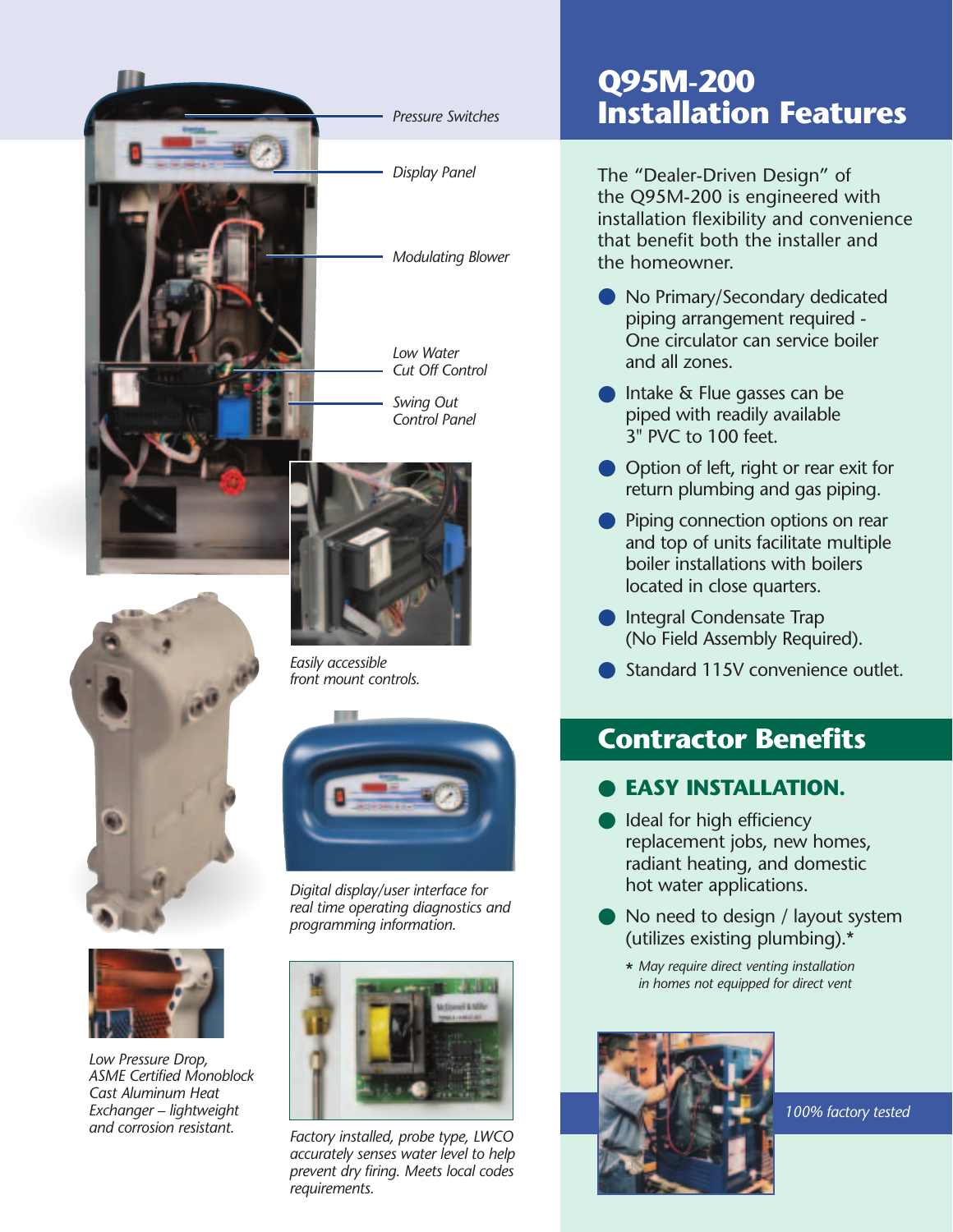*Pressure Switches*

*Display Panel*

*Modulating Blower*

*Low Water Cut Off Control*

*Swing Out Control Panel*

*Easily accessible front mount controls.*

*Digital display/user interface for real time operating diagnostics and programming information.*

*Low Pressure Drop, ASME Certified Monoblock Cast Aluminum Heat Exchanger – lightweight and corrosion resistant.*

*Factory installed, probe type, LWCO accurately senses water level to help prevent dry firing. Meets local codes requirements.*

# Q95M-200 Installation Features

The "Dealer-Driven Design" of the Q95M-200 is engineered with installation flexibility and convenience that benefit both the installer and the homeowner.

- No Primary/Secondary dedicated piping arrangement required - One circulator can service boiler and all zones.
- Intake & Flue gasses can be piped with readily available 3" PVC to 100 feet.
- Option of left, right or rear exit for return plumbing and gas piping.
- Piping connection options on rear and top of units facilitate multiple boiler installations with boilers located in close quarters.
- Integral Condensate Trap (No Field Assembly Required).
- Standard 115V convenience outlet.

## Contractor Benefits

- **EASY INSTALLATION.**
- Ideal for high efficiency replacement jobs, new homes, radiant heating, and domestic hot water applications.
- No need to design / layout system (utilizes existing plumbing).*

*\* May require direct venting installation in homes not equipped for direct vent*

*100% factory tested*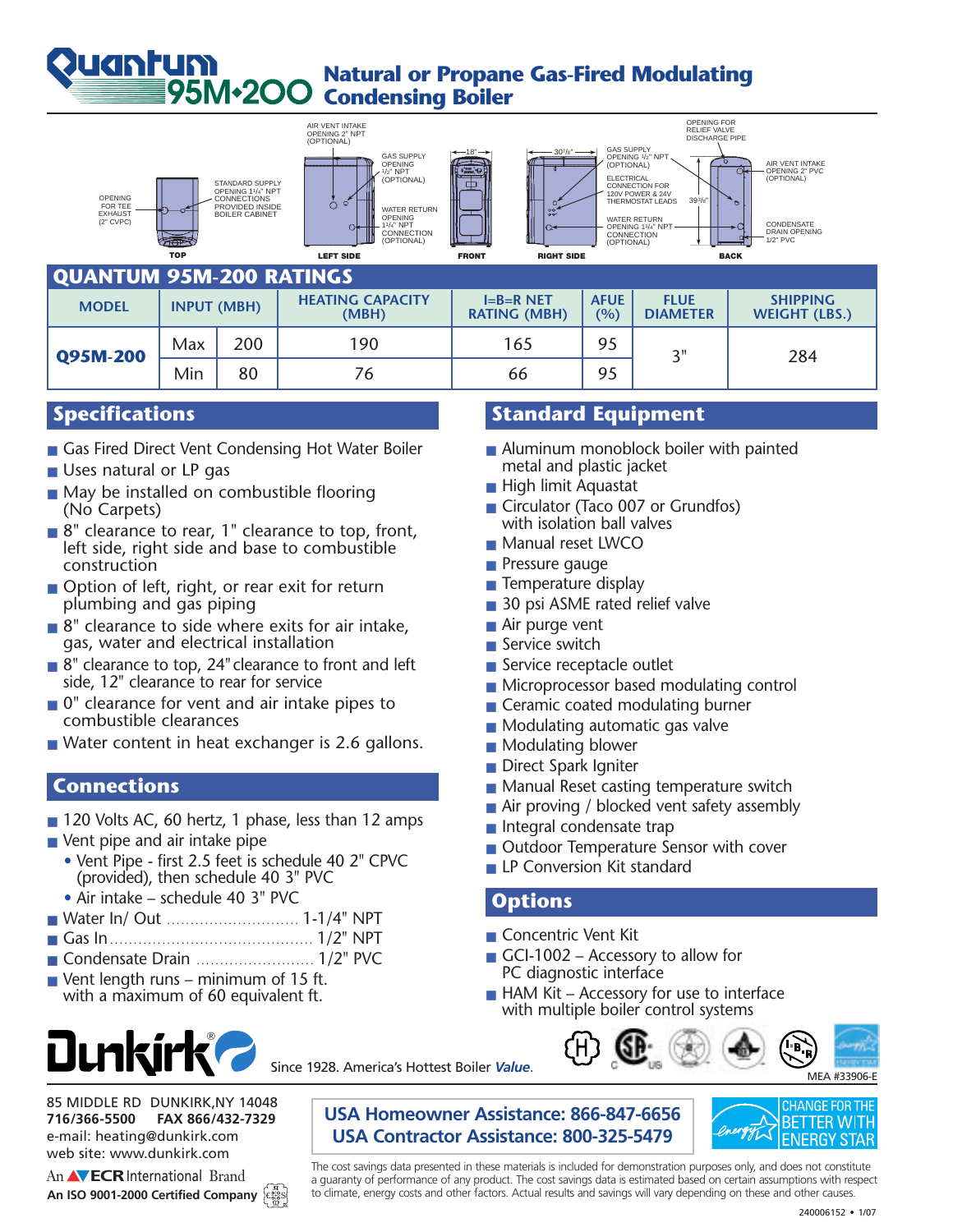# Quantum 95M•200 Natural or Propane Gas-Fired Modulating Condensing Boiler

OPENING FOR TEE EXHAUST (2" CVPC)

STANDARD SUPPLY OPENING 1¼" NPT CONNECTIONS PROVIDED INSIDE BOILER CABINET

TOP

AIR VENT INTAKE OPENING 2" NPT (OPTIONAL)

GAS SUPPLY OPENING ½" NPT (OPTIONAL)

WATER RETURN OPENING 1¼" NPT CONNECTION (OPTIONAL)

LEFT SIDE

18"

FRONT

30⅞"

GAS SUPPLY OPENING ½" NPT (OPTIONAL)

ELECTRICAL CONNECTION FOR 120V POWER & 24V THERMOSTAT LEADS

WATER RETURN OPENING 1¼" NPT CONNECTION (OPTIONAL)

RIGHT SIDE

OPENING FOR RELIEF VALVE DISCHARGE PIPE

39⅜"

AIR VENT INTAKE OPENING 2" PVC (OPTIONAL)

CONDENSATE DRAIN OPENING ½" PVC

BACK

## QUANTUM 95M-200 RATINGS

| MODEL | INPUT (MBH) | | HEATING CAPACITY (MBH) | I=B=R NET RATING (MBH) | AFUE (%) | FLUE DIAMETER | SHIPPING WEIGHT (LBS.) |
|---|---|---|---|---|---|---|---|
| Q95M-200 | Max | 200 | 190 | 165 | 95 | 3" | 284 |
| | Min | 80 | 76 | 66 | 95 | | |

## Specifications

- Gas Fired Direct Vent Condensing Hot Water Boiler
- Uses natural or LP gas
- May be installed on combustible flooring (No Carpets)
- 8" clearance to rear, 1" clearance to top, front, left side, right side and base to combustible construction
- Option of left, right, or rear exit for return plumbing and gas piping
- 8" clearance to side where exits for air intake, gas, water and electrical installation
- 8" clearance to top, 24" clearance to front and left side, 12" clearance to rear for service
- 0" clearance for vent and air intake pipes to combustible clearances
- Water content in heat exchanger is 2.6 gallons.

## Connections

- 120 Volts AC, 60 hertz, 1 phase, less than 12 amps
- Vent pipe and air intake pipe
  - Vent Pipe - first 2.5 feet is schedule 40 2" CPVC (provided), then schedule 40 3" PVC
  - Air intake – schedule 40 3" PVC
- Water In/ Out ............................ 1-1/4" NPT
- Gas In ........................................... 1/2" NPT
- Condensate Drain ......................... 1/2" PVC
- Vent length runs – minimum of 15 ft. with a maximum of 60 equivalent ft.

## Standard Equipment

- Aluminum monoblock boiler with painted metal and plastic jacket
- High limit Aquastat
- Circulator (Taco 007 or Grundfos) with isolation ball valves
- Manual reset LWCO
- Pressure gauge
- Temperature display
- 30 psi ASME rated relief valve
- Air purge vent
- Service switch
- Service receptacle outlet
- Microprocessor based modulating control
- Ceramic coated modulating burner
- Modulating automatic gas valve
- Modulating blower
- Direct Spark Igniter
- Manual Reset casting temperature switch
- Air proving / blocked vent safety assembly
- Integral condensate trap
- Outdoor Temperature Sensor with cover
- LP Conversion Kit standard

## Options

- Concentric Vent Kit
- GCI-1002 – Accessory to allow for PC diagnostic interface
- HAM Kit – Accessory for use to interface with multiple boiler control systems

Dunkirk® Since 1928. America's Hottest Boiler *Value*.

MEA #33906-E

85 MIDDLE RD DUNKIRK,NY 14048
**716/366-5500 FAX 866/432-7329**
e-mail: heating@dunkirk.com
web site: www.dunkirk.com

An ECR International Brand
**An ISO 9001-2000 Certified Company**

**USA Homeowner Assistance: 866-847-6656**
**USA Contractor Assistance: 800-325-5479**

CHANGE FOR THE BETTER WITH ENERGY STAR

The cost savings data presented in these materials is included for demonstration purposes only, and does not constitute a guaranty of performance of any product. The cost savings data is estimated based on certain assumptions with respect to climate, energy costs and other factors. Actual results and savings will vary depending on these and other causes.

240006152 • 1/07